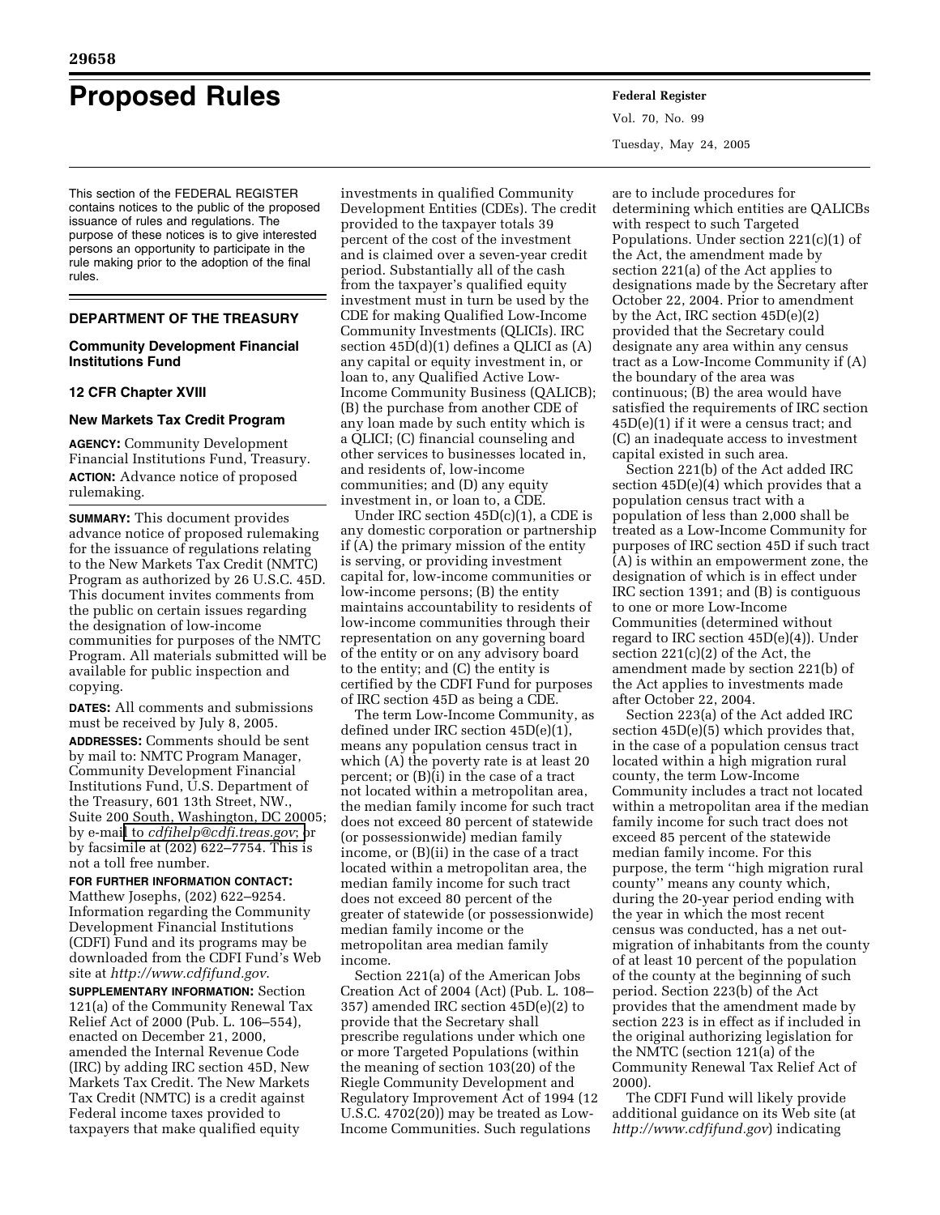# Proposed Rules

This section of the FEDERAL REGISTER contains notices to the public of the proposed issuance of rules and regulations. The purpose of these notices is to give interested persons an opportunity to participate in the rule making prior to the adoption of the final rules.

## DEPARTMENT OF THE TREASURY

### Community Development Financial Institutions Fund

### 12 CFR Chapter XVIII

### New Markets Tax Credit Program

**AGENCY:** Community Development Financial Institutions Fund, Treasury.

**ACTION:** Advance notice of proposed rulemaking.

**SUMMARY:** This document provides advance notice of proposed rulemaking for the issuance of regulations relating to the New Markets Tax Credit (NMTC) Program as authorized by 26 U.S.C. 45D. This document invites comments from the public on certain issues regarding the designation of low-income communities for purposes of the NMTC Program. All materials submitted will be available for public inspection and copying.

**DATES:** All comments and submissions must be received by July 8, 2005.

**ADDRESSES:** Comments should be sent by mail to: NMTC Program Manager, Community Development Financial Institutions Fund, U.S. Department of the Treasury, 601 13th Street, NW., Suite 200 South, Washington, DC 20005; by e-mail to *cdfihelp@cdfi.treas.gov*; or by facsimile at (202) 622–7754. This is not a toll free number.

**FOR FURTHER INFORMATION CONTACT:** Matthew Josephs, (202) 622–9254. Information regarding the Community Development Financial Institutions (CDFI) Fund and its programs may be downloaded from the CDFI Fund's Web site at *http://www.cdfifund.gov*.

**SUPPLEMENTARY INFORMATION:** Section 121(a) of the Community Renewal Tax Relief Act of 2000 (Pub. L. 106–554), enacted on December 21, 2000, amended the Internal Revenue Code (IRC) by adding IRC section 45D, New Markets Tax Credit. The New Markets Tax Credit (NMTC) is a credit against Federal income taxes provided to taxpayers that make qualified equity investments in qualified Community Development Entities (CDEs). The credit provided to the taxpayer totals 39 percent of the cost of the investment and is claimed over a seven-year credit period. Substantially all of the cash from the taxpayer's qualified equity investment must in turn be used by the CDE for making Qualified Low-Income Community Investments (QLICIs). IRC section 45D(d)(1) defines a QLICI as (A) any capital or equity investment in, or loan to, any Qualified Active Low-Income Community Business (QALICB); (B) the purchase from another CDE of any loan made by such entity which is a QLICI; (C) financial counseling and other services to businesses located in, and residents of, low-income communities; and (D) any equity investment in, or loan to, a CDE.

Under IRC section 45D(c)(1), a CDE is any domestic corporation or partnership if (A) the primary mission of the entity is serving, or providing investment capital for, low-income communities or low-income persons; (B) the entity maintains accountability to residents of low-income communities through their representation on any governing board of the entity or on any advisory board to the entity; and (C) the entity is certified by the CDFI Fund for purposes of IRC section 45D as being a CDE.

The term Low-Income Community, as defined under IRC section 45D(e)(1), means any population census tract in which (A) the poverty rate is at least 20 percent; or (B)(i) in the case of a tract not located within a metropolitan area, the median family income for such tract does not exceed 80 percent of statewide (or possessionwide) median family income, or (B)(ii) in the case of a tract located within a metropolitan area, the median family income for such tract does not exceed 80 percent of the greater of statewide (or possessionwide) median family income or the metropolitan area median family income.

Section 221(a) of the American Jobs Creation Act of 2004 (Act) (Pub. L. 108–357) amended IRC section 45D(e)(2) to provide that the Secretary shall prescribe regulations under which one or more Targeted Populations (within the meaning of section 103(20) of the Riegle Community Development and Regulatory Improvement Act of 1994 (12 U.S.C. 4702(20)) may be treated as Low-Income Communities. Such regulations are to include procedures for determining which entities are QALICBs with respect to such Targeted Populations. Under section 221(c)(1) of the Act, the amendment made by section 221(a) of the Act applies to designations made by the Secretary after October 22, 2004. Prior to amendment by the Act, IRC section 45D(e)(2) provided that the Secretary could designate any area within any census tract as a Low-Income Community if (A) the boundary of the area was continuous; (B) the area would have satisfied the requirements of IRC section 45D(e)(1) if it were a census tract; and (C) an inadequate access to investment capital existed in such area.

Section 221(b) of the Act added IRC section 45D(e)(4) which provides that a population census tract with a population of less than 2,000 shall be treated as a Low-Income Community for purposes of IRC section 45D if such tract (A) is within an empowerment zone, the designation of which is in effect under IRC section 1391; and (B) is contiguous to one or more Low-Income Communities (determined without regard to IRC section 45D(e)(4)). Under section 221(c)(2) of the Act, the amendment made by section 221(b) of the Act applies to investments made after October 22, 2004.

Section 223(a) of the Act added IRC section 45D(e)(5) which provides that, in the case of a population census tract located within a high migration rural county, the term Low-Income Community includes a tract not located within a metropolitan area if the median family income for such tract does not exceed 85 percent of the statewide median family income. For this purpose, the term ''high migration rural county'' means any county which, during the 20-year period ending with the year in which the most recent census was conducted, has a net out-migration of inhabitants from the county of at least 10 percent of the population of the county at the beginning of such period. Section 223(b) of the Act provides that the amendment made by section 223 is in effect as if included in the original authorizing legislation for the NMTC (section 121(a) of the Community Renewal Tax Relief Act of 2000).

The CDFI Fund will likely provide additional guidance on its Web site (at *http://www.cdfifund.gov*) indicating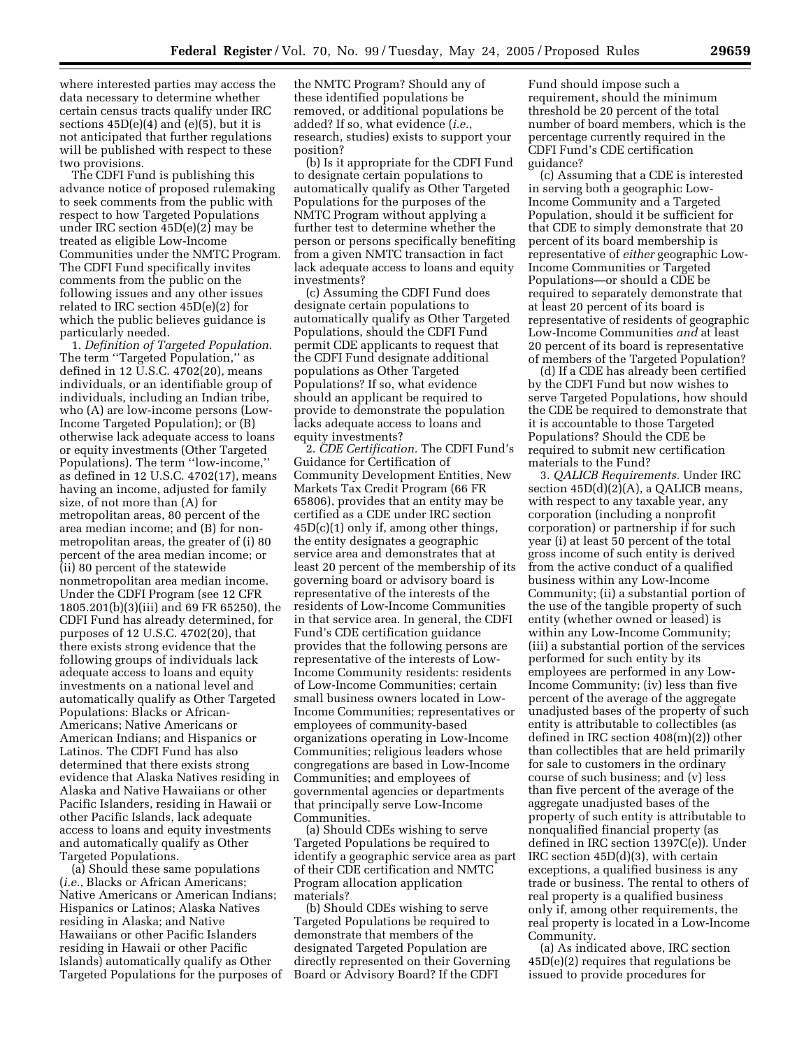where interested parties may access the data necessary to determine whether certain census tracts qualify under IRC sections 45D(e)(4) and (e)(5), but it is not anticipated that further regulations will be published with respect to these two provisions.

The CDFI Fund is publishing this advance notice of proposed rulemaking to seek comments from the public with respect to how Targeted Populations under IRC section 45D(e)(2) may be treated as eligible Low-Income Communities under the NMTC Program. The CDFI Fund specifically invites comments from the public on the following issues and any other issues related to IRC section 45D(e)(2) for which the public believes guidance is particularly needed.

1. *Definition of Targeted Population.* The term ''Targeted Population,'' as defined in 12 U.S.C. 4702(20), means individuals, or an identifiable group of individuals, including an Indian tribe, who (A) are low-income persons (Low-Income Targeted Population); or (B) otherwise lack adequate access to loans or equity investments (Other Targeted Populations). The term ''low-income,'' as defined in 12 U.S.C. 4702(17), means having an income, adjusted for family size, of not more than (A) for metropolitan areas, 80 percent of the area median income; and (B) for non-metropolitan areas, the greater of (i) 80 percent of the area median income; or (ii) 80 percent of the statewide nonmetropolitan area median income. Under the CDFI Program (see 12 CFR 1805.201(b)(3)(iii) and 69 FR 65250), the CDFI Fund has already determined, for purposes of 12 U.S.C. 4702(20), that there exists strong evidence that the following groups of individuals lack adequate access to loans and equity investments on a national level and automatically qualify as Other Targeted Populations: Blacks or African-Americans; Native Americans or American Indians; and Hispanics or Latinos. The CDFI Fund has also determined that there exists strong evidence that Alaska Natives residing in Alaska and Native Hawaiians or other Pacific Islanders, residing in Hawaii or other Pacific Islands, lack adequate access to loans and equity investments and automatically qualify as Other Targeted Populations.

(a) Should these same populations (*i.e.*, Blacks or African Americans; Native Americans or American Indians; Hispanics or Latinos; Alaska Natives residing in Alaska; and Native Hawaiians or other Pacific Islanders residing in Hawaii or other Pacific Islands) automatically qualify as Other Targeted Populations for the purposes of the NMTC Program? Should any of these identified populations be removed, or additional populations be added? If so, what evidence (*i.e.*, research, studies) exists to support your position?

(b) Is it appropriate for the CDFI Fund to designate certain populations to automatically qualify as Other Targeted Populations for the purposes of the NMTC Program without applying a further test to determine whether the person or persons specifically benefiting from a given NMTC transaction in fact lack adequate access to loans and equity investments?

(c) Assuming the CDFI Fund does designate certain populations to automatically qualify as Other Targeted Populations, should the CDFI Fund permit CDE applicants to request that the CDFI Fund designate additional populations as Other Targeted Populations? If so, what evidence should an applicant be required to provide to demonstrate the population lacks adequate access to loans and equity investments?

2. *CDE Certification.* The CDFI Fund's Guidance for Certification of Community Development Entities, New Markets Tax Credit Program (66 FR 65806), provides that an entity may be certified as a CDE under IRC section 45D(c)(1) only if, among other things, the entity designates a geographic service area and demonstrates that at least 20 percent of the membership of its governing board or advisory board is representative of the interests of the residents of Low-Income Communities in that service area. In general, the CDFI Fund's CDE certification guidance provides that the following persons are representative of the interests of Low-Income Community residents: residents of Low-Income Communities; certain small business owners located in Low-Income Communities; representatives or employees of community-based organizations operating in Low-Income Communities; religious leaders whose congregations are based in Low-Income Communities; and employees of governmental agencies or departments that principally serve Low-Income Communities.

(a) Should CDEs wishing to serve Targeted Populations be required to identify a geographic service area as part of their CDE certification and NMTC Program allocation application materials?

(b) Should CDEs wishing to serve Targeted Populations be required to demonstrate that members of the designated Targeted Population are directly represented on their Governing Board or Advisory Board? If the CDFI Fund should impose such a requirement, should the minimum threshold be 20 percent of the total number of board members, which is the percentage currently required in the CDFI Fund's CDE certification guidance?

(c) Assuming that a CDE is interested in serving both a geographic Low-Income Community and a Targeted Population, should it be sufficient for that CDE to simply demonstrate that 20 percent of its board membership is representative of *either* geographic Low-Income Communities or Targeted Populations—or should a CDE be required to separately demonstrate that at least 20 percent of its board is representative of residents of geographic Low-Income Communities *and* at least 20 percent of its board is representative of members of the Targeted Population?

(d) If a CDE has already been certified by the CDFI Fund but now wishes to serve Targeted Populations, how should the CDE be required to demonstrate that it is accountable to those Targeted Populations? Should the CDE be required to submit new certification materials to the Fund?

3. *QALICB Requirements.* Under IRC section 45D(d)(2)(A), a QALICB means, with respect to any taxable year, any corporation (including a nonprofit corporation) or partnership if for such year (i) at least 50 percent of the total gross income of such entity is derived from the active conduct of a qualified business within any Low-Income Community; (ii) a substantial portion of the use of the tangible property of such entity (whether owned or leased) is within any Low-Income Community; (iii) a substantial portion of the services performed for such entity by its employees are performed in any Low-Income Community; (iv) less than five percent of the average of the aggregate unadjusted bases of the property of such entity is attributable to collectibles (as defined in IRC section 408(m)(2)) other than collectibles that are held primarily for sale to customers in the ordinary course of such business; and (v) less than five percent of the average of the aggregate unadjusted bases of the property of such entity is attributable to nonqualified financial property (as defined in IRC section 1397C(e)). Under IRC section 45D(d)(3), with certain exceptions, a qualified business is any trade or business. The rental to others of real property is a qualified business only if, among other requirements, the real property is located in a Low-Income Community.

(a) As indicated above, IRC section 45D(e)(2) requires that regulations be issued to provide procedures for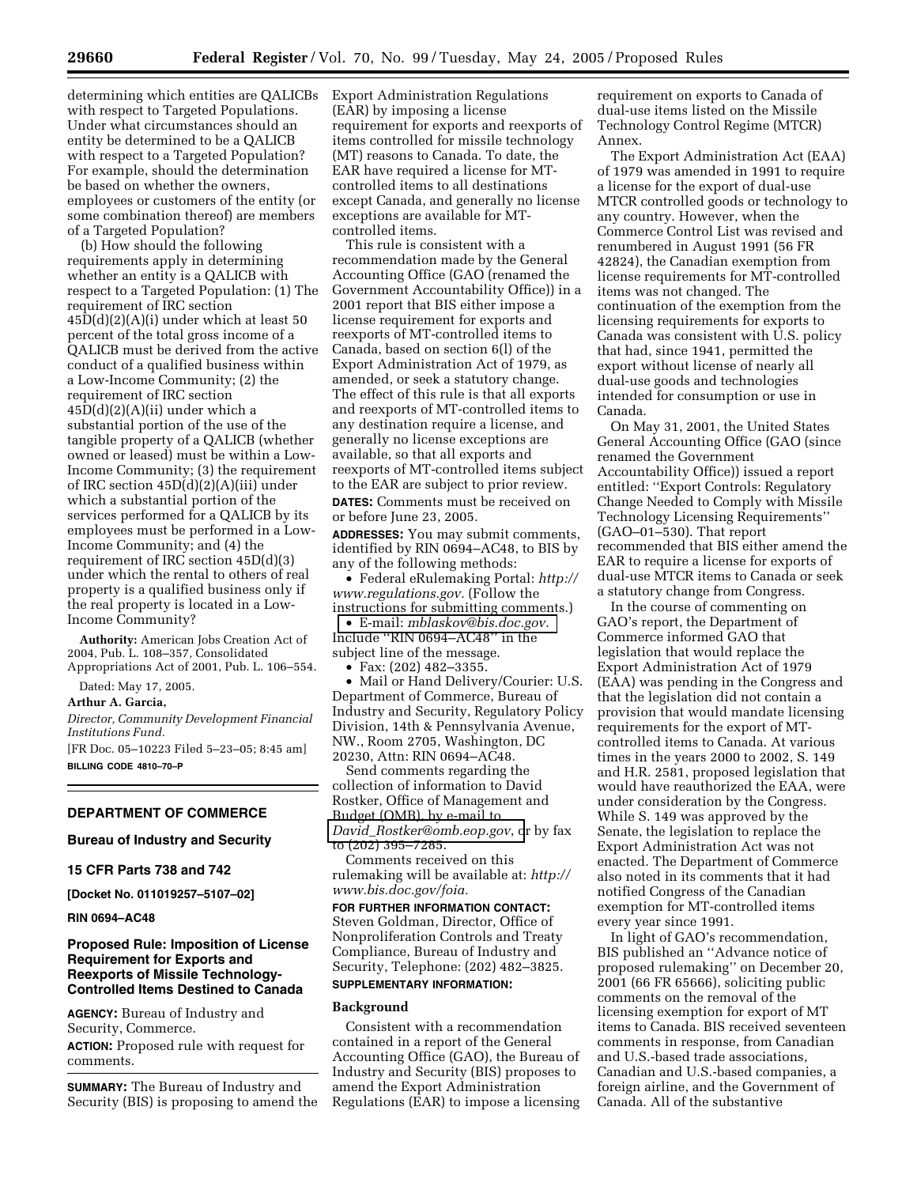determining which entities are QALICBs with respect to Targeted Populations. Under what circumstances should an entity be determined to be a QALICB with respect to a Targeted Population? For example, should the determination be based on whether the owners, employees or customers of the entity (or some combination thereof) are members of a Targeted Population?

(b) How should the following requirements apply in determining whether an entity is a QALICB with respect to a Targeted Population: (1) The requirement of IRC section 45D(d)(2)(A)(i) under which at least 50 percent of the total gross income of a QALICB must be derived from the active conduct of a qualified business within a Low-Income Community; (2) the requirement of IRC section 45D(d)(2)(A)(ii) under which a substantial portion of the use of the tangible property of a QALICB (whether owned or leased) must be within a Low-Income Community; (3) the requirement of IRC section 45D(d)(2)(A)(iii) under which a substantial portion of the services performed for a QALICB by its employees must be performed in a Low-Income Community; and (4) the requirement of IRC section 45D(d)(3) under which the rental to others of real property is a qualified business only if the real property is located in a Low-Income Community?

**Authority:** American Jobs Creation Act of 2004, Pub. L. 108–357, Consolidated Appropriations Act of 2001, Pub. L. 106–554.

Dated: May 17, 2005.

**Arthur A. Garcia,**

*Director, Community Development Financial Institutions Fund.*

[FR Doc. 05–10223 Filed 5–23–05; 8:45 am]

**BILLING CODE 4810–70–P**

## DEPARTMENT OF COMMERCE

### Bureau of Industry and Security

### 15 CFR Parts 738 and 742

**[Docket No. 011019257–5107–02]**

**RIN 0694–AC48**

### Proposed Rule: Imposition of License Requirement for Exports and Reexports of Missile Technology-Controlled Items Destined to Canada

**AGENCY:** Bureau of Industry and Security, Commerce.

**ACTION:** Proposed rule with request for comments.

**SUMMARY:** The Bureau of Industry and Security (BIS) is proposing to amend the Export Administration Regulations (EAR) by imposing a license requirement for exports and reexports of items controlled for missile technology (MT) reasons to Canada. To date, the EAR have required a license for MT-controlled items to all destinations except Canada, and generally no license exceptions are available for MT-controlled items.

This rule is consistent with a recommendation made by the General Accounting Office (GAO (renamed the Government Accountability Office)) in a 2001 report that BIS either impose a license requirement for exports and reexports of MT-controlled items to Canada, based on section 6(l) of the Export Administration Act of 1979, as amended, or seek a statutory change. The effect of this rule is that all exports and reexports of MT-controlled items to any destination require a license, and generally no license exceptions are available, so that all exports and reexports of MT-controlled items subject to the EAR are subject to prior review.

**DATES:** Comments must be received on or before June 23, 2005.

**ADDRESSES:** You may submit comments, identified by RIN 0694–AC48, to BIS by any of the following methods:

- Federal eRulemaking Portal: *http://www.regulations.gov.* (Follow the instructions for submitting comments.)
- E-mail: *mblaskov@bis.doc.gov.* Include "RIN 0694–AC48" in the subject line of the message.
- Fax: (202) 482–3355.
- Mail or Hand Delivery/Courier: U.S. Department of Commerce, Bureau of Industry and Security, Regulatory Policy Division, 14th & Pennsylvania Avenue, NW., Room 2705, Washington, DC 20230, Attn: RIN 0694–AC48.

Send comments regarding the collection of information to David Rostker, Office of Management and Budget (OMB), by e-mail to *David_Rostker@omb.eop.gov*, or by fax to (202) 395–7285.

Comments received on this rulemaking will be available at: *http://www.bis.doc.gov/foia.*

**FOR FURTHER INFORMATION CONTACT:** Steven Goldman, Director, Office of Nonproliferation Controls and Treaty Compliance, Bureau of Industry and Security, Telephone: (202) 482–3825.

**SUPPLEMENTARY INFORMATION:**

#### Background

Consistent with a recommendation contained in a report of the General Accounting Office (GAO), the Bureau of Industry and Security (BIS) proposes to amend the Export Administration Regulations (EAR) to impose a licensing requirement on exports to Canada of dual-use items listed on the Missile Technology Control Regime (MTCR) Annex.

The Export Administration Act (EAA) of 1979 was amended in 1991 to require a license for the export of dual-use MTCR controlled goods or technology to any country. However, when the Commerce Control List was revised and renumbered in August 1991 (56 FR 42824), the Canadian exemption from license requirements for MT-controlled items was not changed. The continuation of the exemption from the licensing requirements for exports to Canada was consistent with U.S. policy that had, since 1941, permitted the export without license of nearly all dual-use goods and technologies intended for consumption or use in Canada.

On May 31, 2001, the United States General Accounting Office (GAO (since renamed the Government Accountability Office)) issued a report entitled: "Export Controls: Regulatory Change Needed to Comply with Missile Technology Licensing Requirements" (GAO–01–530). That report recommended that BIS either amend the EAR to require a license for exports of dual-use MTCR items to Canada or seek a statutory change from Congress.

In the course of commenting on GAO's report, the Department of Commerce informed GAO that legislation that would replace the Export Administration Act of 1979 (EAA) was pending in the Congress and that the legislation did not contain a provision that would mandate licensing requirements for the export of MT-controlled items to Canada. At various times in the years 2000 to 2002, S. 149 and H.R. 2581, proposed legislation that would have reauthorized the EAA, were under consideration by the Congress. While S. 149 was approved by the Senate, the legislation to replace the Export Administration Act was not enacted. The Department of Commerce also noted in its comments that it had notified Congress of the Canadian exemption for MT-controlled items every year since 1991.

In light of GAO's recommendation, BIS published an "Advance notice of proposed rulemaking" on December 20, 2001 (66 FR 65666), soliciting public comments on the removal of the licensing exemption for export of MT items to Canada. BIS received seventeen comments in response, from Canadian and U.S.-based trade associations, Canadian and U.S.-based companies, a foreign airline, and the Government of Canada. All of the substantive